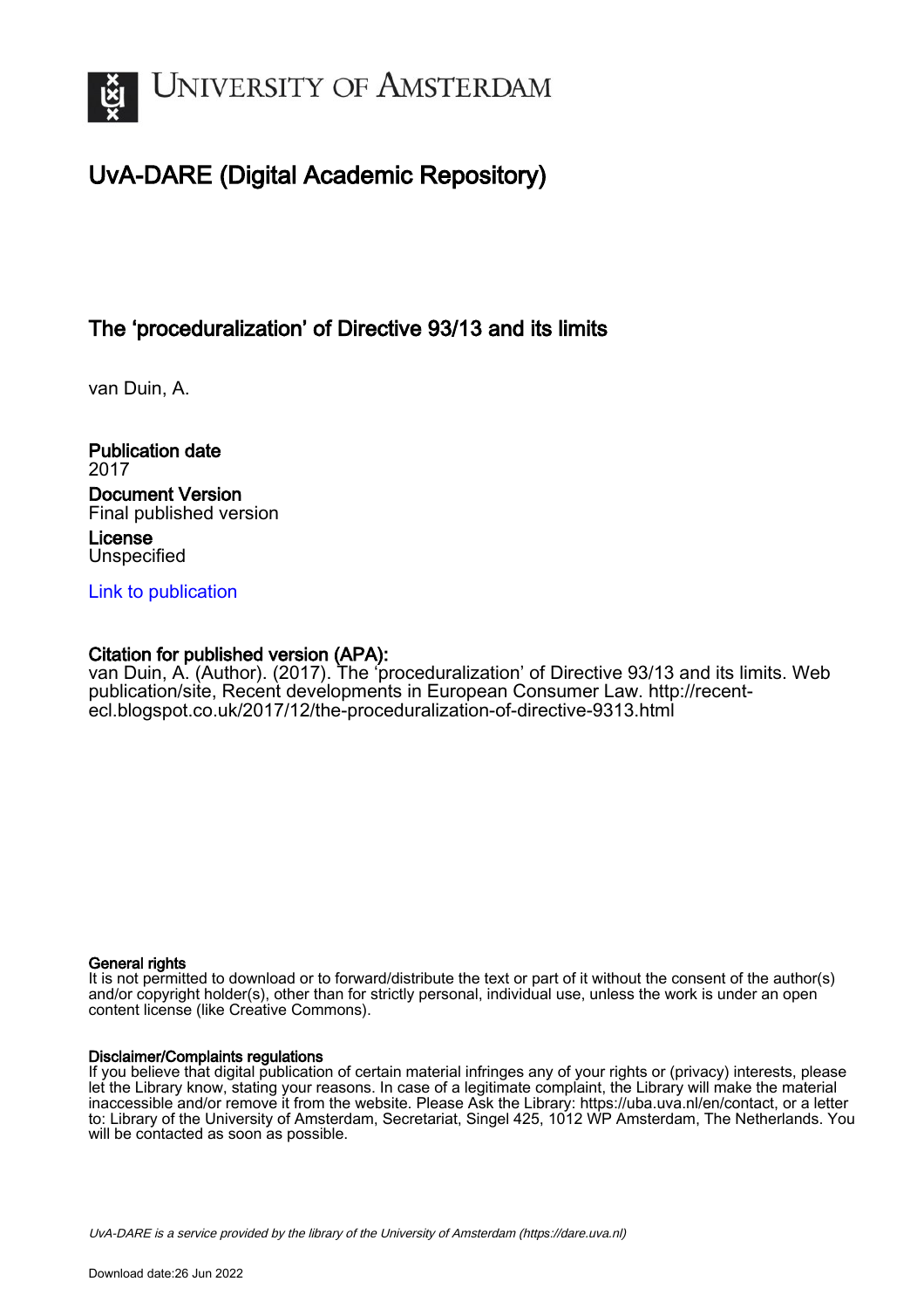# UvA-DARE (Digital Academic Repository)

## The 'proceduralization' of Directive 93/13 and its limits

van Duin, A.

**Publication date**
2017

**Document Version**
Final published version

**License**
Unspecified

Link to publication

**Citation for published version (APA):**
van Duin, A. (Author). (2017). The 'proceduralization' of Directive 93/13 and its limits. Web publication/site, Recent developments in European Consumer Law. http://recent-ecl.blogspot.co.uk/2017/12/the-proceduralization-of-directive-9313.html

**General rights**
It is not permitted to download or to forward/distribute the text or part of it without the consent of the author(s) and/or copyright holder(s), other than for strictly personal, individual use, unless the work is under an open content license (like Creative Commons).

**Disclaimer/Complaints regulations**
If you believe that digital publication of certain material infringes any of your rights or (privacy) interests, please let the Library know, stating your reasons. In case of a legitimate complaint, the Library will make the material inaccessible and/or remove it from the website. Please Ask the Library: https://uba.uva.nl/en/contact, or a letter to: Library of the University of Amsterdam, Secretariat, Singel 425, 1012 WP Amsterdam, The Netherlands. You will be contacted as soon as possible.

UvA-DARE is a service provided by the library of the University of Amsterdam (https://dare.uva.nl)

Download date:26 Jun 2022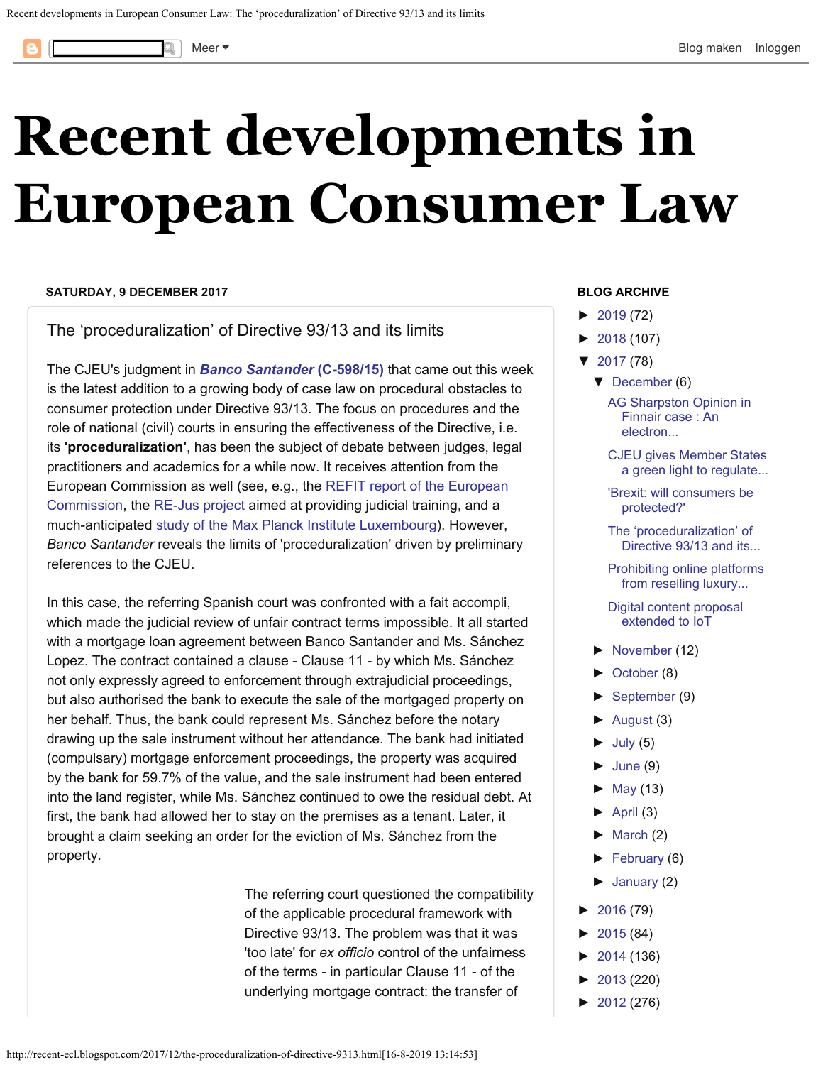SATURDAY, 9 DECEMBER 2017

## The 'proceduralization' of Directive 93/13 and its limits

The CJEU's judgment in ***Banco Santander* (C-598/15)** that came out this week is the latest addition to a growing body of case law on procedural obstacles to consumer protection under Directive 93/13. The focus on procedures and the role of national (civil) courts in ensuring the effectiveness of the Directive, i.e. its **'proceduralization'**, has been the subject of debate between judges, legal practitioners and academics for a while now. It receives attention from the European Commission as well (see, e.g., the REFIT report of the European Commission, the RE-Jus project aimed at providing judicial training, and a much-anticipated study of the Max Planck Institute Luxembourg). However, *Banco Santander* reveals the limits of 'proceduralization' driven by preliminary references to the CJEU.

In this case, the referring Spanish court was confronted with a fait accompli, which made the judicial review of unfair contract terms impossible. It all started with a mortgage loan agreement between Banco Santander and Ms. Sánchez Lopez. The contract contained a clause - Clause 11 - by which Ms. Sánchez not only expressly agreed to enforcement through extrajudicial proceedings, but also authorised the bank to execute the sale of the mortgaged property on her behalf. Thus, the bank could represent Ms. Sánchez before the notary drawing up the sale instrument without her attendance. The bank had initiated (compulsary) mortgage enforcement proceedings, the property was acquired by the bank for 59.7% of the value, and the sale instrument had been entered into the land register, while Ms. Sánchez continued to owe the residual debt. At first, the bank had allowed her to stay on the premises as a tenant. Later, it brought a claim seeking an order for the eviction of Ms. Sánchez from the property.

The referring court questioned the compatibility of the applicable procedural framework with Directive 93/13. The problem was that it was 'too late' for *ex officio* control of the unfairness of the terms - in particular Clause 11 - of the underlying mortgage contract: the transfer of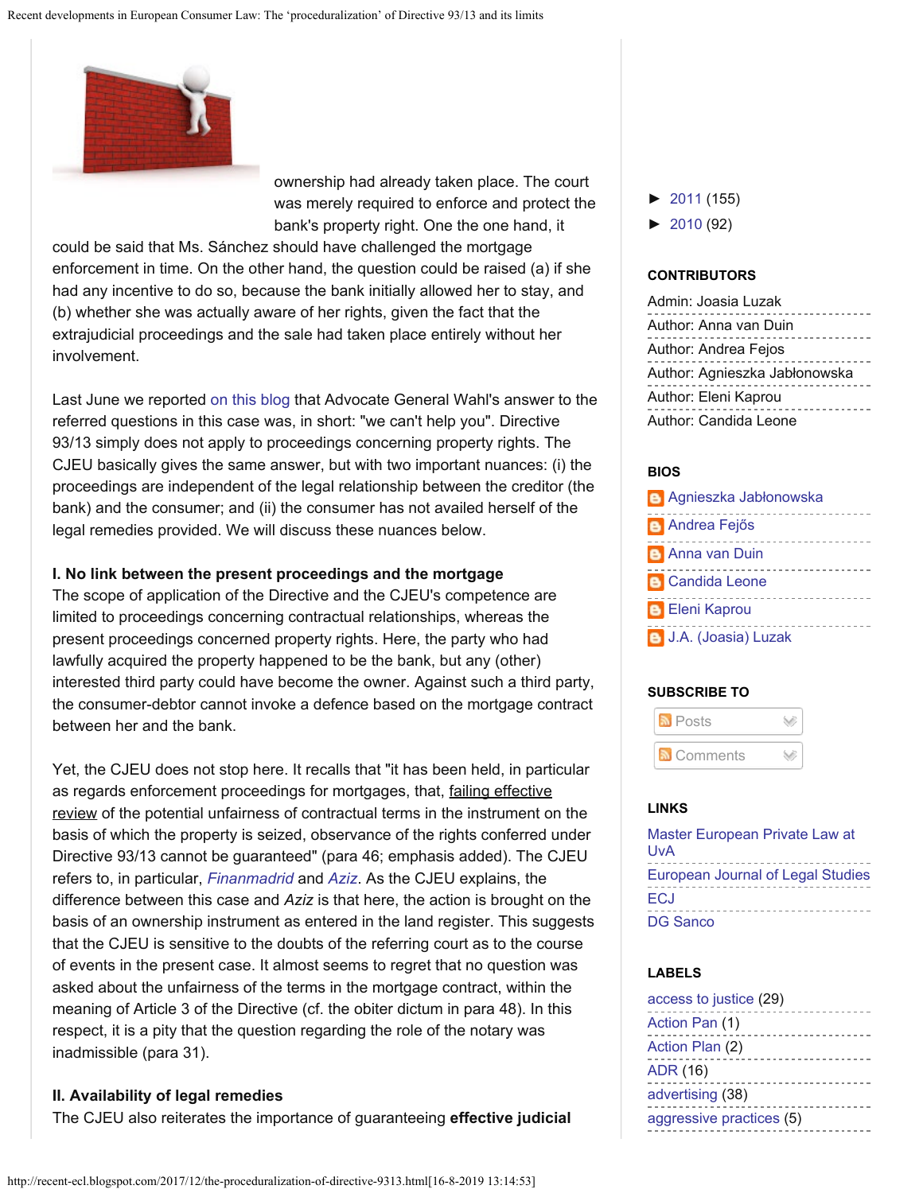ownership had already taken place. The court was merely required to enforce and protect the bank's property right. One the one hand, it could be said that Ms. Sánchez should have challenged the mortgage enforcement in time. On the other hand, the question could be raised (a) if she had any incentive to do so, because the bank initially allowed her to stay, and (b) whether she was actually aware of her rights, given the fact that the extrajudicial proceedings and the sale had taken place entirely without her involvement.

Last June we reported on this blog that Advocate General Wahl's answer to the referred questions in this case was, in short: "we can't help you". Directive 93/13 simply does not apply to proceedings concerning property rights. The CJEU basically gives the same answer, but with two important nuances: (i) the proceedings are independent of the legal relationship between the creditor (the bank) and the consumer; and (ii) the consumer has not availed herself of the legal remedies provided. We will discuss these nuances below.

**I. No link between the present proceedings and the mortgage**

The scope of application of the Directive and the CJEU's competence are limited to proceedings concerning contractual relationships, whereas the present proceedings concerned property rights. Here, the party who had lawfully acquired the property happened to be the bank, but any (other) interested third party could have become the owner. Against such a third party, the consumer-debtor cannot invoke a defence based on the mortgage contract between her and the bank.

Yet, the CJEU does not stop here. It recalls that "it has been held, in particular as regards enforcement proceedings for mortgages, that, failing effective review of the potential unfairness of contractual terms in the instrument on the basis of which the property is seized, observance of the rights conferred under Directive 93/13 cannot be guaranteed" (para 46; emphasis added). The CJEU refers to, in particular, *Finanmadrid* and *Aziz*. As the CJEU explains, the difference between this case and *Aziz* is that here, the action is brought on the basis of an ownership instrument as entered in the land register. This suggests that the CJEU is sensitive to the doubts of the referring court as to the course of events in the present case. It almost seems to regret that no question was asked about the unfairness of the terms in the mortgage contract, within the meaning of Article 3 of the Directive (cf. the obiter dictum in para 48). In this respect, it is a pity that the question regarding the role of the notary was inadmissible (para 31).

**II. Availability of legal remedies**

The CJEU also reiterates the importance of guaranteeing **effective judicial**

► 2011 (155)
► 2010 (92)

**CONTRIBUTORS**

Admin: Joasia Luzak
Author: Anna van Duin
Author: Andrea Fejos
Author: Agnieszka Jabłonowska
Author: Eleni Kaprou
Author: Candida Leone

**BIOS**

Agnieszka Jabłonowska
Andrea Fejős
Anna van Duin
Candida Leone
Eleni Kaprou
J.A. (Joasia) Luzak

**SUBSCRIBE TO**

Posts
Comments

**LINKS**

Master European Private Law at UvA
European Journal of Legal Studies
ECJ
DG Sanco

**LABELS**

access to justice (29)
Action Pan (1)
Action Plan (2)
ADR (16)
advertising (38)
aggressive practices (5)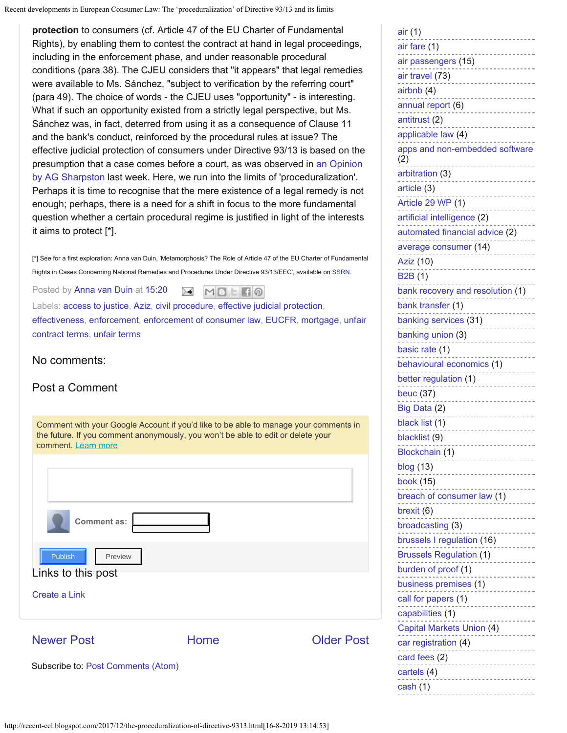**protection** to consumers (cf. Article 47 of the EU Charter of Fundamental Rights), by enabling them to contest the contract at hand in legal proceedings, including in the enforcement phase, and under reasonable procedural conditions (para 38). The CJEU considers that "it appears" that legal remedies were available to Ms. Sánchez, "subject to verification by the referring court" (para 49). The choice of words - the CJEU uses "opportunity" - is interesting. What if such an opportunity existed from a strictly legal perspective, but Ms. Sánchez was, in fact, deterred from using it as a consequence of Clause 11 and the bank's conduct, reinforced by the procedural rules at issue? The effective judicial protection of consumers under Directive 93/13 is based on the presumption that a case comes before a court, as was observed in an Opinion by AG Sharpston last week. Here, we run into the limits of 'proceduralization'. Perhaps it is time to recognise that the mere existence of a legal remedy is not enough; perhaps, there is a need for a shift in focus to the more fundamental question whether a certain procedural regime is justified in light of the interests it aims to protect [*].

[*] See for a first exploration: Anna van Duin, 'Metamorphosis? The Role of Article 47 of the EU Charter of Fundamental Rights in Cases Concerning National Remedies and Procedures Under Directive 93/13/EEC', available on SSRN.

Posted by Anna van Duin at 15:20

Labels: access to justice, Aziz, civil procedure, effective judicial protection, effectiveness, enforcement, enforcement of consumer law, EUCFR, mortgage, unfair contract terms, unfair terms

## No comments:

## Post a Comment

Comment with your Google Account if you'd like to be able to manage your comments in the future. If you comment anonymously, you won't be able to edit or delete your comment. Learn more

Comment as:

Publish Preview

## Links to this post

Create a Link

Newer Post Home Older Post

Subscribe to: Post Comments (Atom)

- air (1)
- air fare (1)
- air passengers (15)
- air travel (73)
- airbnb (4)
- annual report (6)
- antitrust (2)
- applicable law (4)
- apps and non-embedded software (2)
- arbitration (3)
- article (3)
- Article 29 WP (1)
- artificial intelligence (2)
- automated financial advice (2)
- average consumer (14)
- Aziz (10)
- B2B (1)
- bank recovery and resolution (1)
- bank transfer (1)
- banking services (31)
- banking union (3)
- basic rate (1)
- behavioural economics (1)
- better regulation (1)
- beuc (37)
- Big Data (2)
- black list (1)
- blacklist (9)
- Blockchain (1)
- blog (13)
- book (15)
- breach of consumer law (1)
- brexit (6)
- broadcasting (3)
- brussels I regulation (16)
- Brussels Regulation (1)
- burden of proof (1)
- business premises (1)
- call for papers (1)
- capabilities (1)
- Capital Markets Union (4)
- car registration (4)
- card fees (2)
- cartels (4)
- cash (1)